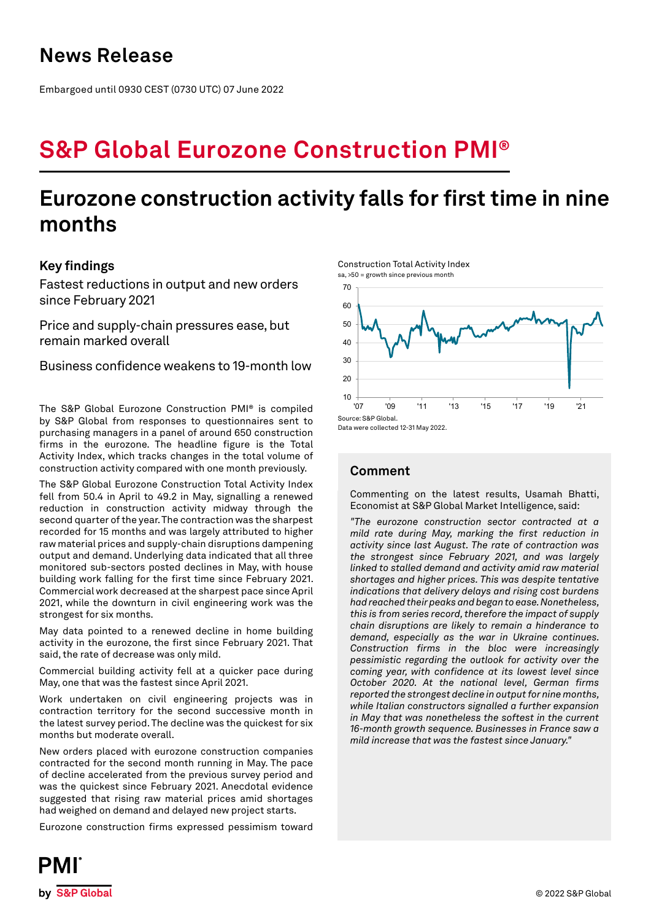# News Release

Embargoed until 0930 CEST (0730 UTC) 07 June 2022

# S&P Global Eurozone Construction PMI®

## Eurozone construction activity falls for first time in nine months

### Key findings

Fastest reductions in output and new orders since February 2021

Price and supply-chain pressures ease, but remain marked overall

Business confidence weakens to 19-month low

The S&P Global Eurozone Construction PMI® is compiled by S&P Global from responses to questionnaires sent to purchasing managers in a panel of around 650 construction firms in the eurozone. The headline figure is the Total Activity Index, which tracks changes in the total volume of construction activity compared with one month previously.

The S&P Global Eurozone Construction Total Activity Index fell from 50.4 in April to 49.2 in May, signalling a renewed reduction in construction activity midway through the second quarter of the year. The contraction was the sharpest recorded for 15 months and was largely attributed to higher raw material prices and supply-chain disruptions dampening output and demand. Underlying data indicated that all three monitored sub-sectors posted declines in May, with house building work falling for the first time since February 2021. Commercial work decreased at the sharpest pace since April 2021, while the downturn in civil engineering work was the strongest for six months.

May data pointed to a renewed decline in home building activity in the eurozone, the first since February 2021. That said, the rate of decrease was only mild.

Commercial building activity fell at a quicker pace during May, one that was the fastest since April 2021.

Work undertaken on civil engineering projects was in contraction territory for the second successive month in the latest survey period. The decline was the quickest for six months but moderate overall.

New orders placed with eurozone construction companies contracted for the second month running in May. The pace of decline accelerated from the previous survey period and was the quickest since February 2021. Anecdotal evidence suggested that rising raw material prices amid shortages had weighed on demand and delayed new project starts.

Eurozone construction firms expressed pessimism toward

Construction Total Activity Index
sa, >50 = growth since previous month

Source: S&P Global.
Data were collected 12-31 May 2022.

### Comment

Commenting on the latest results, Usamah Bhatti, Economist at S&P Global Market Intelligence, said:

*"The eurozone construction sector contracted at a mild rate during May, marking the first reduction in activity since last August. The rate of contraction was the strongest since February 2021, and was largely linked to stalled demand and activity amid raw material shortages and higher prices. This was despite tentative indications that delivery delays and rising cost burdens had reached their peaks and began to ease. Nonetheless, this is from series record, therefore the impact of supply chain disruptions are likely to remain a hinderance to demand, especially as the war in Ukraine continues. Construction firms in the bloc were increasingly pessimistic regarding the outlook for activity over the coming year, with confidence at its lowest level since October 2020. At the national level, German firms reported the strongest decline in output for nine months, while Italian constructors signalled a further expansion in May that was nonetheless the softest in the current 16-month growth sequence. Businesses in France saw a mild increase that was the fastest since January."*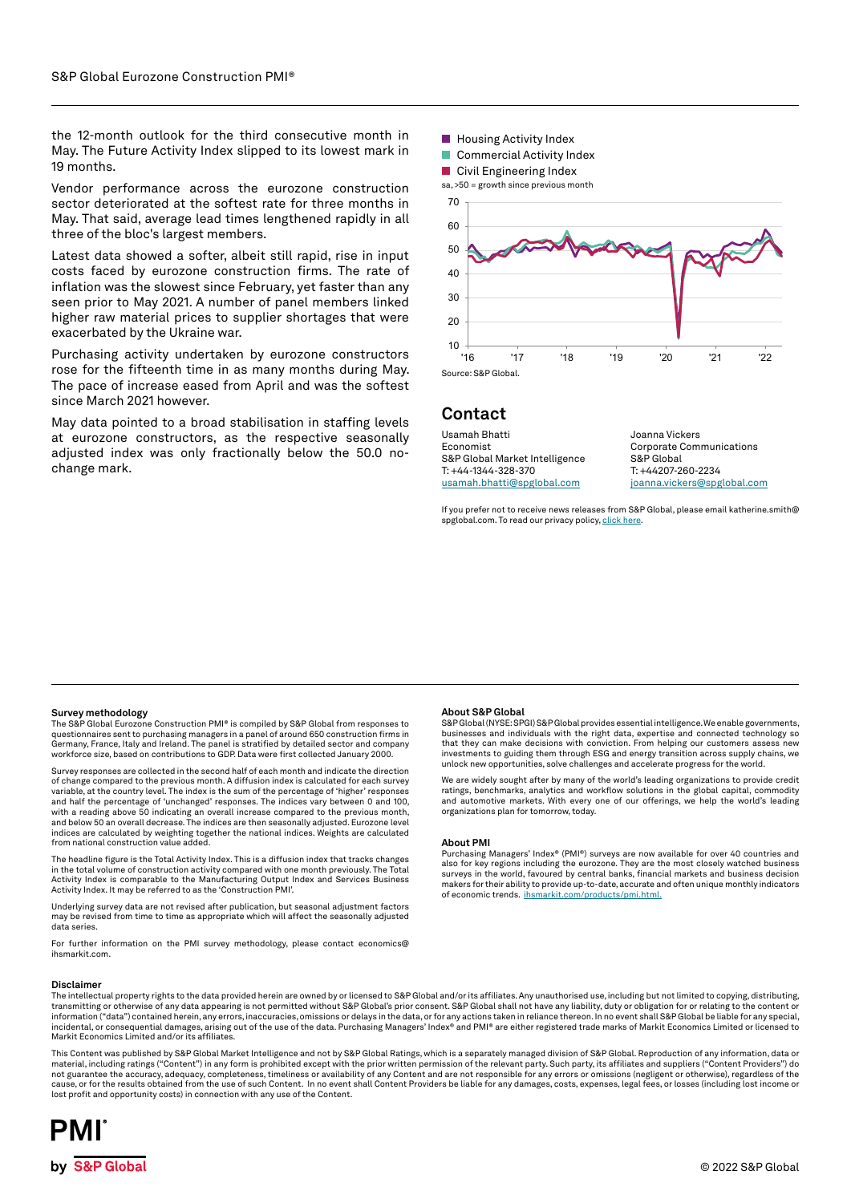the 12-month outlook for the third consecutive month in May. The Future Activity Index slipped to its lowest mark in 19 months.

Vendor performance across the eurozone construction sector deteriorated at the softest rate for three months in May. That said, average lead times lengthened rapidly in all three of the bloc's largest members.

Latest data showed a softer, albeit still rapid, rise in input costs faced by eurozone construction firms. The rate of inflation was the slowest since February, yet faster than any seen prior to May 2021. A number of panel members linked higher raw material prices to supplier shortages that were exacerbated by the Ukraine war.

Purchasing activity undertaken by eurozone constructors rose for the fifteenth time in as many months during May. The pace of increase eased from April and was the softest since March 2021 however.

May data pointed to a broad stabilisation in staffing levels at eurozone constructors, as the respective seasonally adjusted index was only fractionally below the 50.0 no-change mark.

Housing Activity Index
Commercial Activity Index
Civil Engineering Index
sa, >50 = growth since previous month

70
60
50
40
30
20
10
'16 '17 '18 '19 '20 '21 '22

Source: S&P Global.

## Contact

Usamah Bhatti
Economist
S&P Global Market Intelligence
T: +44-1344-328-370
usamah.bhatti@spglobal.com

Joanna Vickers
Corporate Communications
S&P Global
T: +44207-260-2234
joanna.vickers@spglobal.com

If you prefer not to receive news releases from S&P Global, please email katherine.smith@spglobal.com. To read our privacy policy, click here.

### Survey methodology

The S&P Global Eurozone Construction PMI® is compiled by S&P Global from responses to questionnaires sent to purchasing managers in a panel of around 650 construction firms in Germany, France, Italy and Ireland. The panel is stratified by detailed sector and company workforce size, based on contributions to GDP. Data were first collected January 2000.

Survey responses are collected in the second half of each month and indicate the direction of change compared to the previous month. A diffusion index is calculated for each survey variable, at the country level. The index is the sum of the percentage of 'higher' responses and half the percentage of 'unchanged' responses. The indices vary between 0 and 100, with a reading above 50 indicating an overall increase compared to the previous month, and below 50 an overall decrease. The indices are then seasonally adjusted. Eurozone level indices are calculated by weighting together the national indices. Weights are calculated from national construction value added.

The headline figure is the Total Activity Index. This is a diffusion index that tracks changes in the total volume of construction activity compared with one month previously. The Total Activity Index is comparable to the Manufacturing Output Index and Services Business Activity Index. It may be referred to as the 'Construction PMI'.

Underlying survey data are not revised after publication, but seasonal adjustment factors may be revised from time to time as appropriate which will affect the seasonally adjusted data series.

For further information on the PMI survey methodology, please contact economics@ihsmarkit.com.

### About S&P Global

S&P Global (NYSE: SPGI) S&P Global provides essential intelligence. We enable governments, businesses and individuals with the right data, expertise and connected technology so that they can make decisions with conviction. From helping our customers assess new investments to guiding them through ESG and energy transition across supply chains, we unlock new opportunities, solve challenges and accelerate progress for the world.

We are widely sought after by many of the world's leading organizations to provide credit ratings, benchmarks, analytics and workflow solutions in the global capital, commodity and automotive markets. With every one of our offerings, we help the world's leading organizations plan for tomorrow, today.

### About PMI

Purchasing Managers' Index® (PMI®) surveys are now available for over 40 countries and also for key regions including the eurozone. They are the most closely watched business surveys in the world, favoured by central banks, financial markets and business decision makers for their ability to provide up-to-date, accurate and often unique monthly indicators of economic trends. ihsmarkit.com/products/pmi.html.

### Disclaimer

The intellectual property rights to the data provided herein are owned by or licensed to S&P Global and/or its affiliates. Any unauthorised use, including but not limited to copying, distributing, transmitting or otherwise of any data appearing is not permitted without S&P Global's prior consent. S&P Global shall not have any liability, duty or obligation for or relating to the content or information ("data") contained herein, any errors, inaccuracies, omissions or delays in the data, or for any actions taken in reliance thereon. In no event shall S&P Global be liable for any special, incidental, or consequential damages, arising out of the use of the data. Purchasing Managers' Index® and PMI® are either registered trade marks of Markit Economics Limited or licensed to Markit Economics Limited and/or its affiliates.

This Content was published by S&P Global Market Intelligence and not by S&P Global Ratings, which is a separately managed division of S&P Global. Reproduction of any information, data or material, including ratings ("Content") in any form is prohibited except with the prior written permission of the relevant party. Such party, its affiliates and suppliers ("Content Providers") do not guarantee the accuracy, adequacy, completeness, timeliness or availability of any Content and are not responsible for any errors or omissions (negligent or otherwise), regardless of the cause, or for the results obtained from the use of such Content. In no event shall Content Providers be liable for any damages, costs, expenses, legal fees, or losses (including lost income or lost profit and opportunity costs) in connection with any use of the Content.

PMI by S&P Global

© 2022 S&P Global